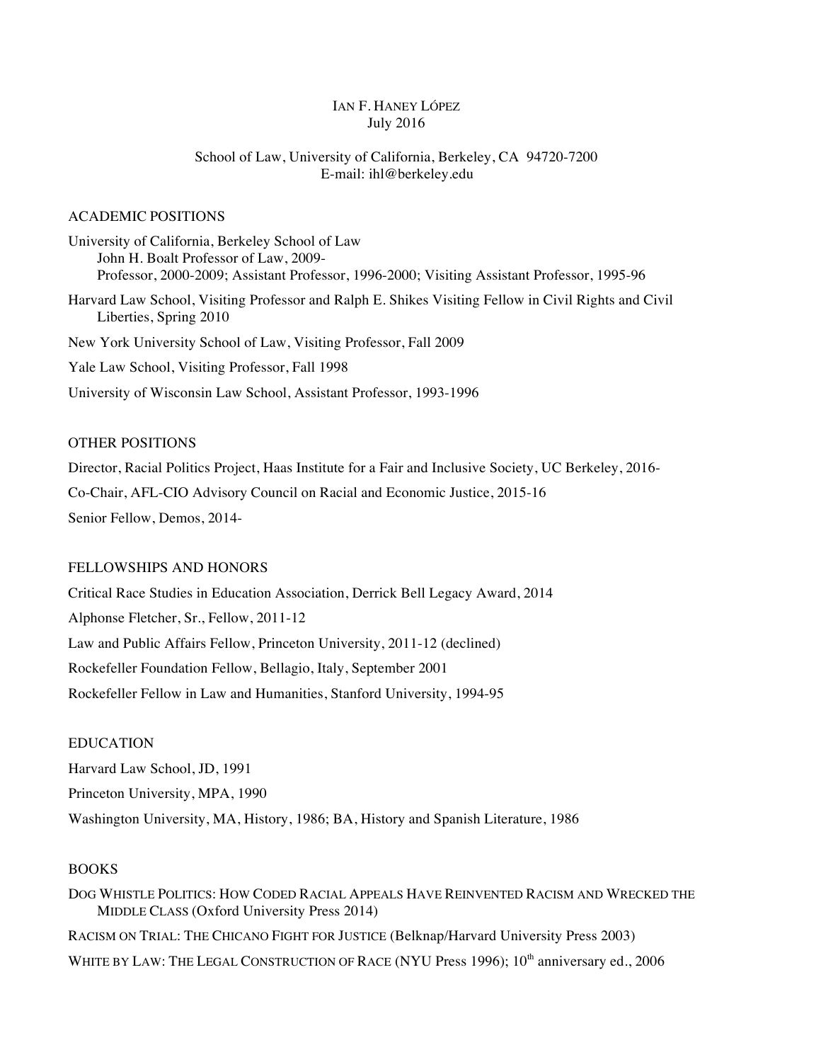# Ian F. Haney López

July 2016

School of Law, University of California, Berkeley, CA 94720-7200
E-mail: ihl@berkeley.edu

## ACADEMIC POSITIONS

University of California, Berkeley School of Law
John H. Boalt Professor of Law, 2009-
Professor, 2000-2009; Assistant Professor, 1996-2000; Visiting Assistant Professor, 1995-96

Harvard Law School, Visiting Professor and Ralph E. Shikes Visiting Fellow in Civil Rights and Civil Liberties, Spring 2010

New York University School of Law, Visiting Professor, Fall 2009

Yale Law School, Visiting Professor, Fall 1998

University of Wisconsin Law School, Assistant Professor, 1993-1996

## OTHER POSITIONS

Director, Racial Politics Project, Haas Institute for a Fair and Inclusive Society, UC Berkeley, 2016-

Co-Chair, AFL-CIO Advisory Council on Racial and Economic Justice, 2015-16

Senior Fellow, Demos, 2014-

## FELLOWSHIPS AND HONORS

Critical Race Studies in Education Association, Derrick Bell Legacy Award, 2014

Alphonse Fletcher, Sr., Fellow, 2011-12

Law and Public Affairs Fellow, Princeton University, 2011-12 (declined)

Rockefeller Foundation Fellow, Bellagio, Italy, September 2001

Rockefeller Fellow in Law and Humanities, Stanford University, 1994-95

## EDUCATION

Harvard Law School, JD, 1991

Princeton University, MPA, 1990

Washington University, MA, History, 1986; BA, History and Spanish Literature, 1986

## BOOKS

Dog Whistle Politics: How Coded Racial Appeals Have Reinvented Racism and Wrecked the Middle Class (Oxford University Press 2014)

Racism on Trial: The Chicano Fight for Justice (Belknap/Harvard University Press 2003)

White by Law: The Legal Construction of Race (NYU Press 1996); 10th anniversary ed., 2006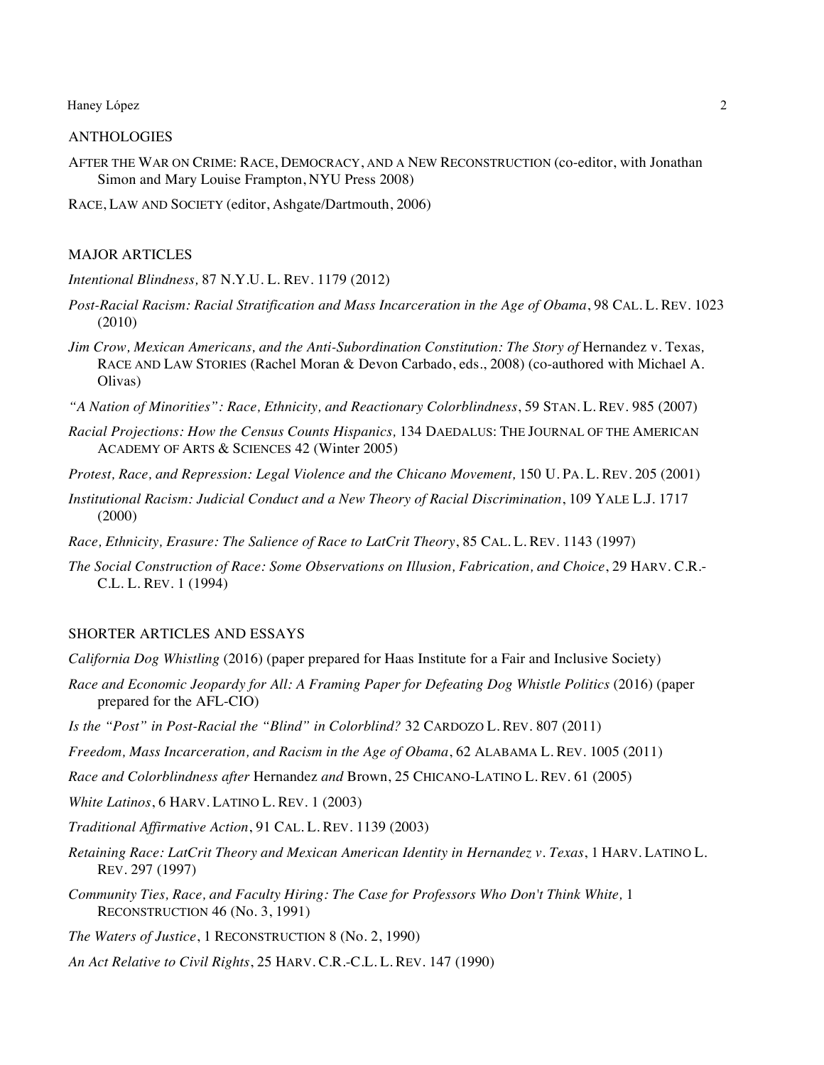## ANTHOLOGIES

AFTER THE WAR ON CRIME: RACE, DEMOCRACY, AND A NEW RECONSTRUCTION (co-editor, with Jonathan Simon and Mary Louise Frampton, NYU Press 2008)

RACE, LAW AND SOCIETY (editor, Ashgate/Dartmouth, 2006)

## MAJOR ARTICLES

*Intentional Blindness,* 87 N.Y.U. L. REV. 1179 (2012)

*Post-Racial Racism: Racial Stratification and Mass Incarceration in the Age of Obama*, 98 CAL. L. REV. 1023 (2010)

*Jim Crow, Mexican Americans, and the Anti-Subordination Constitution: The Story of* Hernandez v. Texas*,* RACE AND LAW STORIES (Rachel Moran & Devon Carbado, eds., 2008) (co-authored with Michael A. Olivas)

*"A Nation of Minorities": Race, Ethnicity, and Reactionary Colorblindness*, 59 STAN. L. REV. 985 (2007)

*Racial Projections: How the Census Counts Hispanics,* 134 DAEDALUS: THE JOURNAL OF THE AMERICAN ACADEMY OF ARTS & SCIENCES 42 (Winter 2005)

*Protest, Race, and Repression: Legal Violence and the Chicano Movement,* 150 U. PA. L. REV. 205 (2001)

*Institutional Racism: Judicial Conduct and a New Theory of Racial Discrimination*, 109 YALE L.J. 1717 (2000)

*Race, Ethnicity, Erasure: The Salience of Race to LatCrit Theory*, 85 CAL. L. REV. 1143 (1997)

*The Social Construction of Race: Some Observations on Illusion, Fabrication, and Choice*, 29 HARV. C.R.-C.L. L. REV. 1 (1994)

## SHORTER ARTICLES AND ESSAYS

*California Dog Whistling* (2016) (paper prepared for Haas Institute for a Fair and Inclusive Society)

*Race and Economic Jeopardy for All: A Framing Paper for Defeating Dog Whistle Politics* (2016) (paper prepared for the AFL-CIO)

*Is the "Post" in Post-Racial the "Blind" in Colorblind?* 32 CARDOZO L. REV. 807 (2011)

*Freedom, Mass Incarceration, and Racism in the Age of Obama*, 62 ALABAMA L. REV. 1005 (2011)

*Race and Colorblindness after* Hernandez *and* Brown, 25 CHICANO-LATINO L. REV. 61 (2005)

*White Latinos*, 6 HARV. LATINO L. REV. 1 (2003)

*Traditional Affirmative Action*, 91 CAL. L. REV. 1139 (2003)

*Retaining Race: LatCrit Theory and Mexican American Identity in Hernandez v. Texas*, 1 HARV. LATINO L. REV. 297 (1997)

*Community Ties, Race, and Faculty Hiring: The Case for Professors Who Don't Think White,* 1 RECONSTRUCTION 46 (No. 3, 1991)

*The Waters of Justice*, 1 RECONSTRUCTION 8 (No. 2, 1990)

*An Act Relative to Civil Rights*, 25 HARV. C.R.-C.L. L. REV. 147 (1990)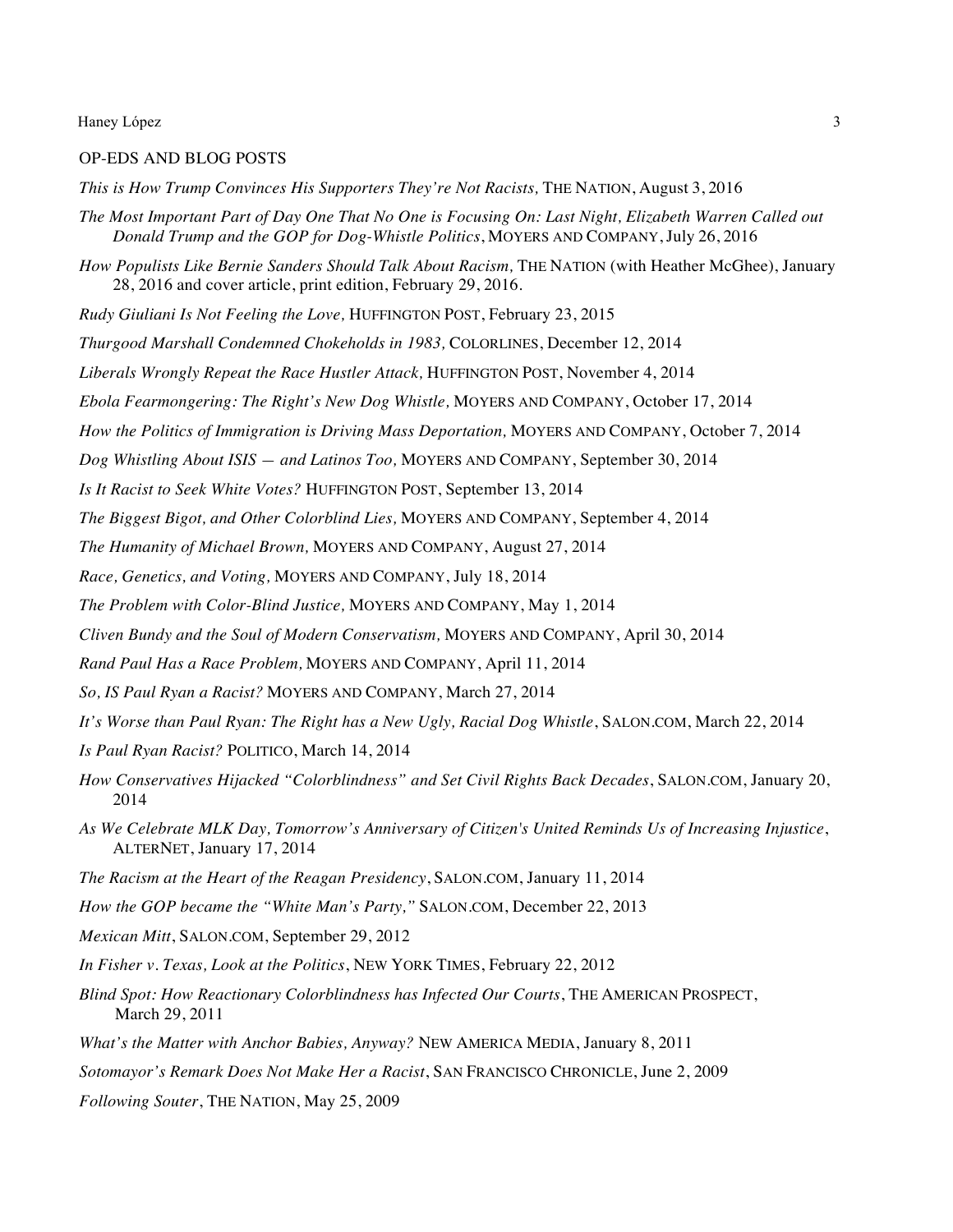## OP-EDS AND BLOG POSTS

*This is How Trump Convinces His Supporters They're Not Racists,* THE NATION, August 3, 2016

*The Most Important Part of Day One That No One is Focusing On: Last Night, Elizabeth Warren Called out Donald Trump and the GOP for Dog-Whistle Politics*, MOYERS AND COMPANY, July 26, 2016

*How Populists Like Bernie Sanders Should Talk About Racism,* THE NATION (with Heather McGhee), January 28, 2016 and cover article, print edition, February 29, 2016.

*Rudy Giuliani Is Not Feeling the Love,* HUFFINGTON POST, February 23, 2015

*Thurgood Marshall Condemned Chokeholds in 1983,* COLORLINES, December 12, 2014

*Liberals Wrongly Repeat the Race Hustler Attack,* HUFFINGTON POST, November 4, 2014

*Ebola Fearmongering: The Right's New Dog Whistle,* MOYERS AND COMPANY, October 17, 2014

*How the Politics of Immigration is Driving Mass Deportation,* MOYERS AND COMPANY, October 7, 2014

*Dog Whistling About ISIS — and Latinos Too,* MOYERS AND COMPANY, September 30, 2014

*Is It Racist to Seek White Votes?* HUFFINGTON POST, September 13, 2014

*The Biggest Bigot, and Other Colorblind Lies,* MOYERS AND COMPANY, September 4, 2014

*The Humanity of Michael Brown,* MOYERS AND COMPANY, August 27, 2014

*Race, Genetics, and Voting,* MOYERS AND COMPANY, July 18, 2014

*The Problem with Color-Blind Justice,* MOYERS AND COMPANY, May 1, 2014

*Cliven Bundy and the Soul of Modern Conservatism,* MOYERS AND COMPANY, April 30, 2014

*Rand Paul Has a Race Problem,* MOYERS AND COMPANY, April 11, 2014

*So, IS Paul Ryan a Racist?* MOYERS AND COMPANY, March 27, 2014

*It's Worse than Paul Ryan: The Right has a New Ugly, Racial Dog Whistle*, SALON.COM, March 22, 2014

*Is Paul Ryan Racist?* POLITICO, March 14, 2014

*How Conservatives Hijacked "Colorblindness" and Set Civil Rights Back Decades*, SALON.COM, January 20, 2014

*As We Celebrate MLK Day, Tomorrow's Anniversary of Citizen's United Reminds Us of Increasing Injustice*, ALTERNET, January 17, 2014

*The Racism at the Heart of the Reagan Presidency*, SALON.COM, January 11, 2014

*How the GOP became the "White Man's Party,"* SALON.COM, December 22, 2013

*Mexican Mitt*, SALON.COM, September 29, 2012

*In Fisher v. Texas, Look at the Politics*, NEW YORK TIMES, February 22, 2012

*Blind Spot: How Reactionary Colorblindness has Infected Our Courts*, THE AMERICAN PROSPECT, March 29, 2011

*What's the Matter with Anchor Babies, Anyway?* NEW AMERICA MEDIA, January 8, 2011

*Sotomayor's Remark Does Not Make Her a Racist*, SAN FRANCISCO CHRONICLE, June 2, 2009

*Following Souter*, THE NATION, May 25, 2009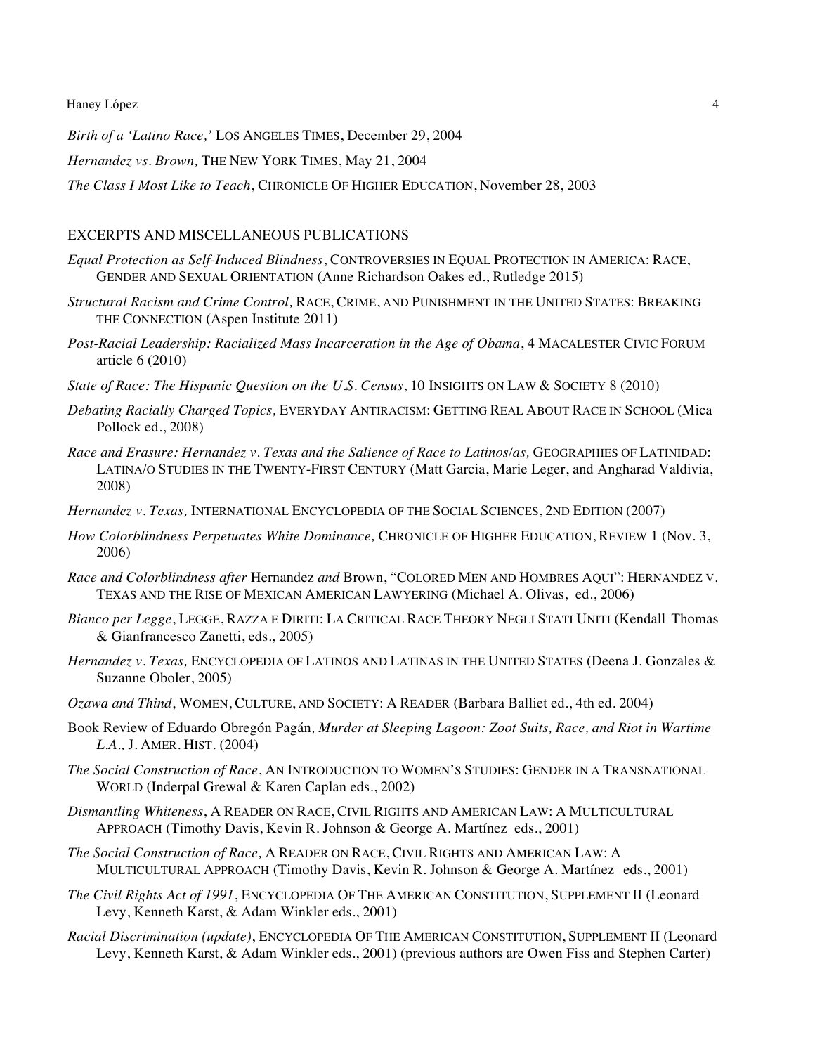*Birth of a 'Latino Race,'* LOS ANGELES TIMES, December 29, 2004

*Hernandez vs. Brown,* THE NEW YORK TIMES, May 21, 2004

*The Class I Most Like to Teach*, CHRONICLE OF HIGHER EDUCATION, November 28, 2003

## EXCERPTS AND MISCELLANEOUS PUBLICATIONS

*Equal Protection as Self-Induced Blindness*, CONTROVERSIES IN EQUAL PROTECTION IN AMERICA: RACE, GENDER AND SEXUAL ORIENTATION (Anne Richardson Oakes ed., Rutledge 2015)

*Structural Racism and Crime Control,* RACE, CRIME, AND PUNISHMENT IN THE UNITED STATES: BREAKING THE CONNECTION (Aspen Institute 2011)

*Post-Racial Leadership: Racialized Mass Incarceration in the Age of Obama*, 4 MACALESTER CIVIC FORUM article 6 (2010)

*State of Race: The Hispanic Question on the U.S. Census*, 10 INSIGHTS ON LAW & SOCIETY 8 (2010)

*Debating Racially Charged Topics,* EVERYDAY ANTIRACISM: GETTING REAL ABOUT RACE IN SCHOOL (Mica Pollock ed., 2008)

*Race and Erasure: Hernandez v. Texas and the Salience of Race to Latinos/as,* GEOGRAPHIES OF LATINIDAD: LATINA/O STUDIES IN THE TWENTY-FIRST CENTURY (Matt Garcia, Marie Leger, and Angharad Valdivia, 2008)

*Hernandez v. Texas,* INTERNATIONAL ENCYCLOPEDIA OF THE SOCIAL SCIENCES, 2ND EDITION (2007)

*How Colorblindness Perpetuates White Dominance,* CHRONICLE OF HIGHER EDUCATION, REVIEW 1 (Nov. 3, 2006)

*Race and Colorblindness after* Hernandez *and* Brown, "COLORED MEN AND HOMBRES AQUI": HERNANDEZ V. TEXAS AND THE RISE OF MEXICAN AMERICAN LAWYERING (Michael A. Olivas, ed., 2006)

*Bianco per Legge*, LEGGE, RAZZA E DIRITI: LA CRITICAL RACE THEORY NEGLI STATI UNITI (Kendall Thomas & Gianfrancesco Zanetti, eds., 2005)

*Hernandez v. Texas,* ENCYCLOPEDIA OF LATINOS AND LATINAS IN THE UNITED STATES (Deena J. Gonzales & Suzanne Oboler, 2005)

*Ozawa and Thind*, WOMEN, CULTURE, AND SOCIETY: A READER (Barbara Balliet ed., 4th ed. 2004)

Book Review of Eduardo Obregón Pagán*, Murder at Sleeping Lagoon: Zoot Suits, Race, and Riot in Wartime L.A.,* J. AMER. HIST. (2004)

*The Social Construction of Race*, AN INTRODUCTION TO WOMEN'S STUDIES: GENDER IN A TRANSNATIONAL WORLD (Inderpal Grewal & Karen Caplan eds., 2002)

*Dismantling Whiteness*, A READER ON RACE, CIVIL RIGHTS AND AMERICAN LAW: A MULTICULTURAL APPROACH (Timothy Davis, Kevin R. Johnson & George A. Martínez eds., 2001)

*The Social Construction of Race,* A READER ON RACE, CIVIL RIGHTS AND AMERICAN LAW: A MULTICULTURAL APPROACH (Timothy Davis, Kevin R. Johnson & George A. Martínez eds., 2001)

*The Civil Rights Act of 1991*, ENCYCLOPEDIA OF THE AMERICAN CONSTITUTION, SUPPLEMENT II (Leonard Levy, Kenneth Karst, & Adam Winkler eds., 2001)

*Racial Discrimination (update)*, ENCYCLOPEDIA OF THE AMERICAN CONSTITUTION, SUPPLEMENT II (Leonard Levy, Kenneth Karst, & Adam Winkler eds., 2001) (previous authors are Owen Fiss and Stephen Carter)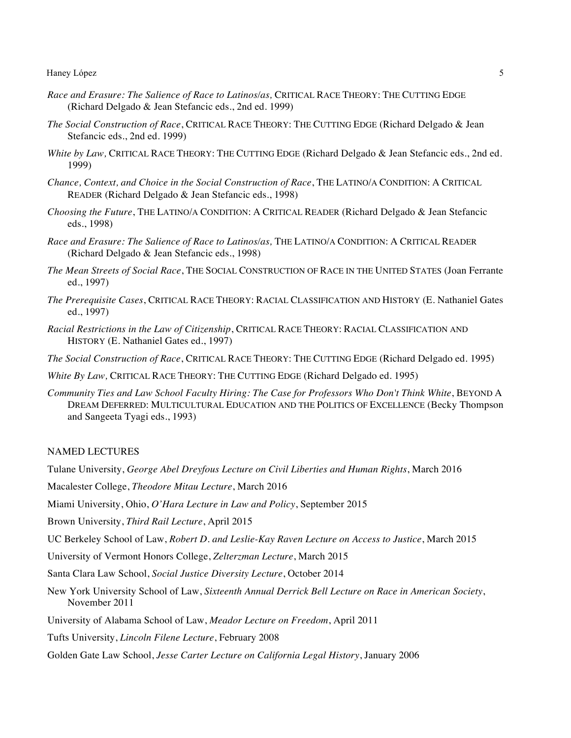*Race and Erasure: The Salience of Race to Latinos/as,* CRITICAL RACE THEORY: THE CUTTING EDGE (Richard Delgado & Jean Stefancic eds., 2nd ed. 1999)

*The Social Construction of Race*, CRITICAL RACE THEORY: THE CUTTING EDGE (Richard Delgado & Jean Stefancic eds., 2nd ed. 1999)

*White by Law,* CRITICAL RACE THEORY: THE CUTTING EDGE (Richard Delgado & Jean Stefancic eds., 2nd ed. 1999)

*Chance, Context, and Choice in the Social Construction of Race*, THE LATINO/A CONDITION: A CRITICAL READER (Richard Delgado & Jean Stefancic eds., 1998)

*Choosing the Future*, THE LATINO/A CONDITION: A CRITICAL READER (Richard Delgado & Jean Stefancic eds., 1998)

*Race and Erasure: The Salience of Race to Latinos/as,* THE LATINO/A CONDITION: A CRITICAL READER (Richard Delgado & Jean Stefancic eds., 1998)

*The Mean Streets of Social Race*, THE SOCIAL CONSTRUCTION OF RACE IN THE UNITED STATES (Joan Ferrante ed., 1997)

*The Prerequisite Cases*, CRITICAL RACE THEORY: RACIAL CLASSIFICATION AND HISTORY (E. Nathaniel Gates ed., 1997)

*Racial Restrictions in the Law of Citizenship*, CRITICAL RACE THEORY: RACIAL CLASSIFICATION AND HISTORY (E. Nathaniel Gates ed., 1997)

*The Social Construction of Race*, CRITICAL RACE THEORY: THE CUTTING EDGE (Richard Delgado ed. 1995)

*White By Law,* CRITICAL RACE THEORY: THE CUTTING EDGE (Richard Delgado ed. 1995)

*Community Ties and Law School Faculty Hiring: The Case for Professors Who Don't Think White*, BEYOND A DREAM DEFERRED: MULTICULTURAL EDUCATION AND THE POLITICS OF EXCELLENCE (Becky Thompson and Sangeeta Tyagi eds., 1993)

## NAMED LECTURES

Tulane University, *George Abel Dreyfous Lecture on Civil Liberties and Human Rights*, March 2016

Macalester College, *Theodore Mitau Lecture*, March 2016

Miami University, Ohio, *O'Hara Lecture in Law and Policy*, September 2015

Brown University, *Third Rail Lecture*, April 2015

UC Berkeley School of Law, *Robert D. and Leslie-Kay Raven Lecture on Access to Justice*, March 2015

University of Vermont Honors College, *Zelterzman Lecture*, March 2015

Santa Clara Law School, *Social Justice Diversity Lecture*, October 2014

New York University School of Law, *Sixteenth Annual Derrick Bell Lecture on Race in American Society*, November 2011

University of Alabama School of Law, *Meador Lecture on Freedom*, April 2011

Tufts University, *Lincoln Filene Lecture*, February 2008

Golden Gate Law School, *Jesse Carter Lecture on California Legal History*, January 2006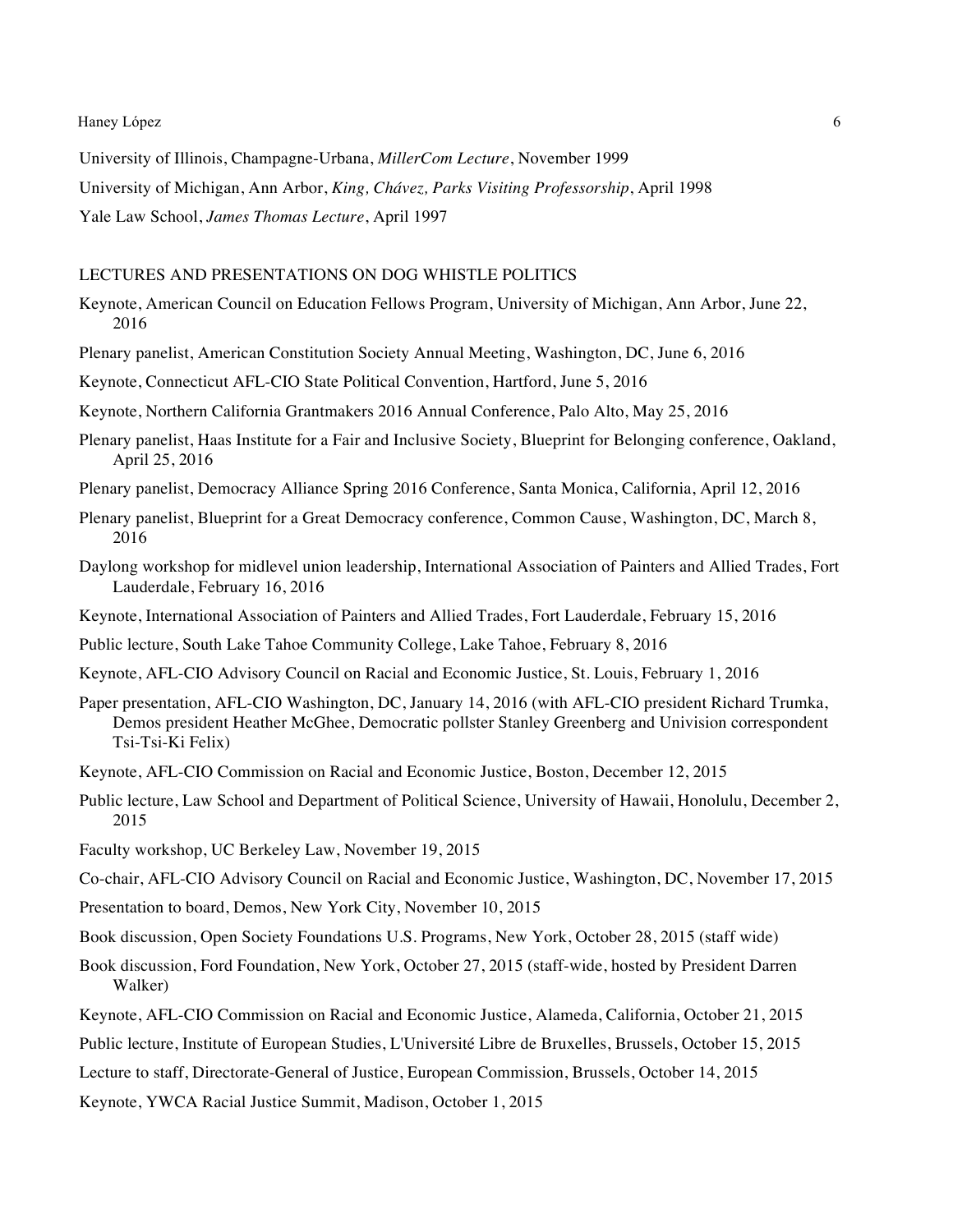University of Illinois, Champagne-Urbana, *MillerCom Lecture*, November 1999

University of Michigan, Ann Arbor, *King, Chávez, Parks Visiting Professorship*, April 1998

Yale Law School, *James Thomas Lecture*, April 1997

## LECTURES AND PRESENTATIONS ON DOG WHISTLE POLITICS

Keynote, American Council on Education Fellows Program, University of Michigan, Ann Arbor, June 22, 2016

Plenary panelist, American Constitution Society Annual Meeting, Washington, DC, June 6, 2016

Keynote, Connecticut AFL-CIO State Political Convention, Hartford, June 5, 2016

Keynote, Northern California Grantmakers 2016 Annual Conference, Palo Alto, May 25, 2016

Plenary panelist, Haas Institute for a Fair and Inclusive Society, Blueprint for Belonging conference, Oakland, April 25, 2016

Plenary panelist, Democracy Alliance Spring 2016 Conference, Santa Monica, California, April 12, 2016

Plenary panelist, Blueprint for a Great Democracy conference, Common Cause, Washington, DC, March 8, 2016

Daylong workshop for midlevel union leadership, International Association of Painters and Allied Trades, Fort Lauderdale, February 16, 2016

Keynote, International Association of Painters and Allied Trades, Fort Lauderdale, February 15, 2016

Public lecture, South Lake Tahoe Community College, Lake Tahoe, February 8, 2016

Keynote, AFL-CIO Advisory Council on Racial and Economic Justice, St. Louis, February 1, 2016

Paper presentation, AFL-CIO Washington, DC, January 14, 2016 (with AFL-CIO president Richard Trumka, Demos president Heather McGhee, Democratic pollster Stanley Greenberg and Univision correspondent Tsi-Tsi-Ki Felix)

Keynote, AFL-CIO Commission on Racial and Economic Justice, Boston, December 12, 2015

Public lecture, Law School and Department of Political Science, University of Hawaii, Honolulu, December 2, 2015

Faculty workshop, UC Berkeley Law, November 19, 2015

Co-chair, AFL-CIO Advisory Council on Racial and Economic Justice, Washington, DC, November 17, 2015

Presentation to board, Demos, New York City, November 10, 2015

Book discussion, Open Society Foundations U.S. Programs, New York, October 28, 2015 (staff wide)

Book discussion, Ford Foundation, New York, October 27, 2015 (staff-wide, hosted by President Darren Walker)

Keynote, AFL-CIO Commission on Racial and Economic Justice, Alameda, California, October 21, 2015

Public lecture, Institute of European Studies, L'Université Libre de Bruxelles, Brussels, October 15, 2015

Lecture to staff, Directorate-General of Justice, European Commission, Brussels, October 14, 2015

Keynote, YWCA Racial Justice Summit, Madison, October 1, 2015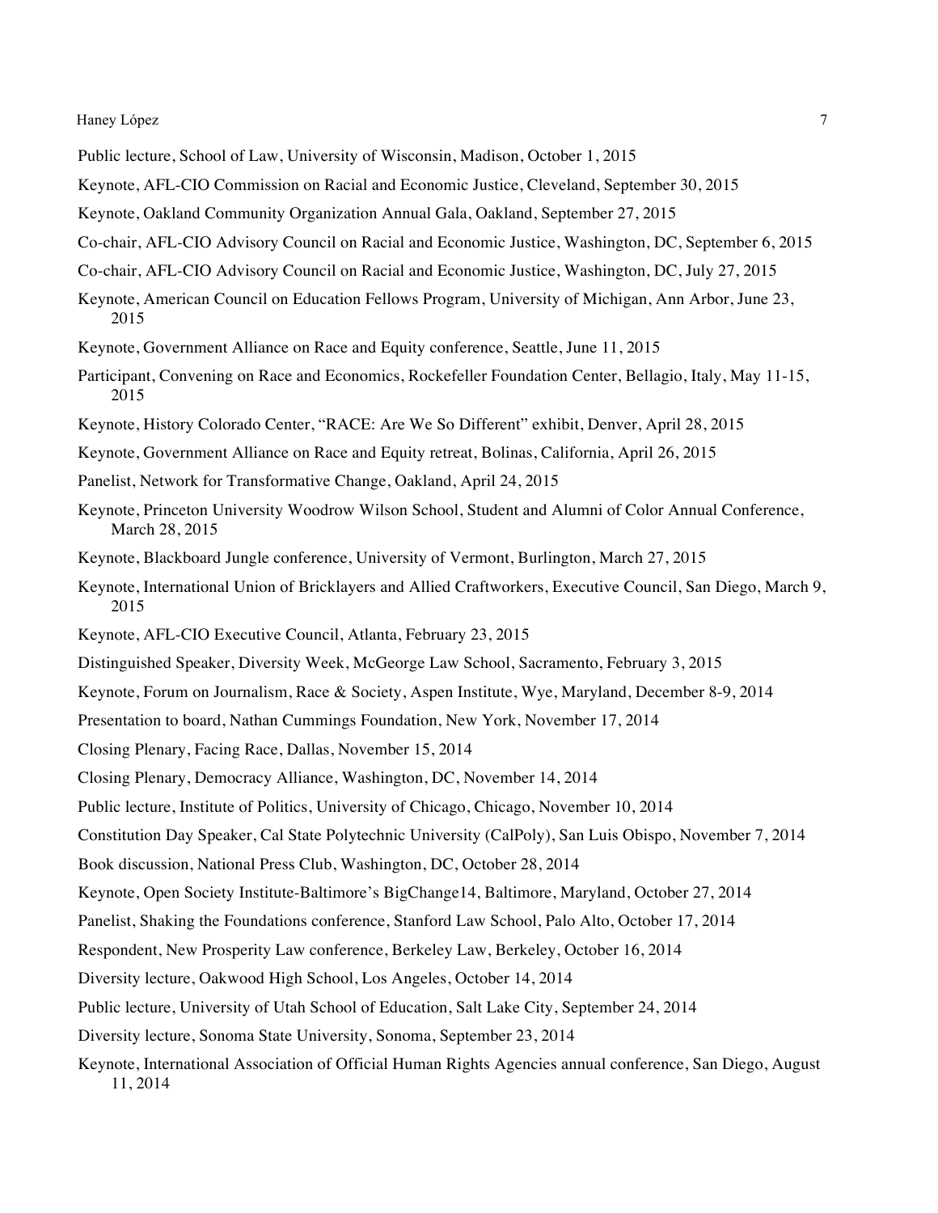Public lecture, School of Law, University of Wisconsin, Madison, October 1, 2015

Keynote, AFL-CIO Commission on Racial and Economic Justice, Cleveland, September 30, 2015

Keynote, Oakland Community Organization Annual Gala, Oakland, September 27, 2015

Co-chair, AFL-CIO Advisory Council on Racial and Economic Justice, Washington, DC, September 6, 2015

Co-chair, AFL-CIO Advisory Council on Racial and Economic Justice, Washington, DC, July 27, 2015

Keynote, American Council on Education Fellows Program, University of Michigan, Ann Arbor, June 23, 2015

Keynote, Government Alliance on Race and Equity conference, Seattle, June 11, 2015

Participant, Convening on Race and Economics, Rockefeller Foundation Center, Bellagio, Italy, May 11-15, 2015

Keynote, History Colorado Center, "RACE: Are We So Different" exhibit, Denver, April 28, 2015

Keynote, Government Alliance on Race and Equity retreat, Bolinas, California, April 26, 2015

Panelist, Network for Transformative Change, Oakland, April 24, 2015

Keynote, Princeton University Woodrow Wilson School, Student and Alumni of Color Annual Conference, March 28, 2015

Keynote, Blackboard Jungle conference, University of Vermont, Burlington, March 27, 2015

Keynote, International Union of Bricklayers and Allied Craftworkers, Executive Council, San Diego, March 9, 2015

Keynote, AFL-CIO Executive Council, Atlanta, February 23, 2015

Distinguished Speaker, Diversity Week, McGeorge Law School, Sacramento, February 3, 2015

Keynote, Forum on Journalism, Race & Society, Aspen Institute, Wye, Maryland, December 8-9, 2014

Presentation to board, Nathan Cummings Foundation, New York, November 17, 2014

Closing Plenary, Facing Race, Dallas, November 15, 2014

Closing Plenary, Democracy Alliance, Washington, DC, November 14, 2014

Public lecture, Institute of Politics, University of Chicago, Chicago, November 10, 2014

Constitution Day Speaker, Cal State Polytechnic University (CalPoly), San Luis Obispo, November 7, 2014

Book discussion, National Press Club, Washington, DC, October 28, 2014

Keynote, Open Society Institute-Baltimore's BigChange14, Baltimore, Maryland, October 27, 2014

Panelist, Shaking the Foundations conference, Stanford Law School, Palo Alto, October 17, 2014

Respondent, New Prosperity Law conference, Berkeley Law, Berkeley, October 16, 2014

Diversity lecture, Oakwood High School, Los Angeles, October 14, 2014

Public lecture, University of Utah School of Education, Salt Lake City, September 24, 2014

Diversity lecture, Sonoma State University, Sonoma, September 23, 2014

Keynote, International Association of Official Human Rights Agencies annual conference, San Diego, August 11, 2014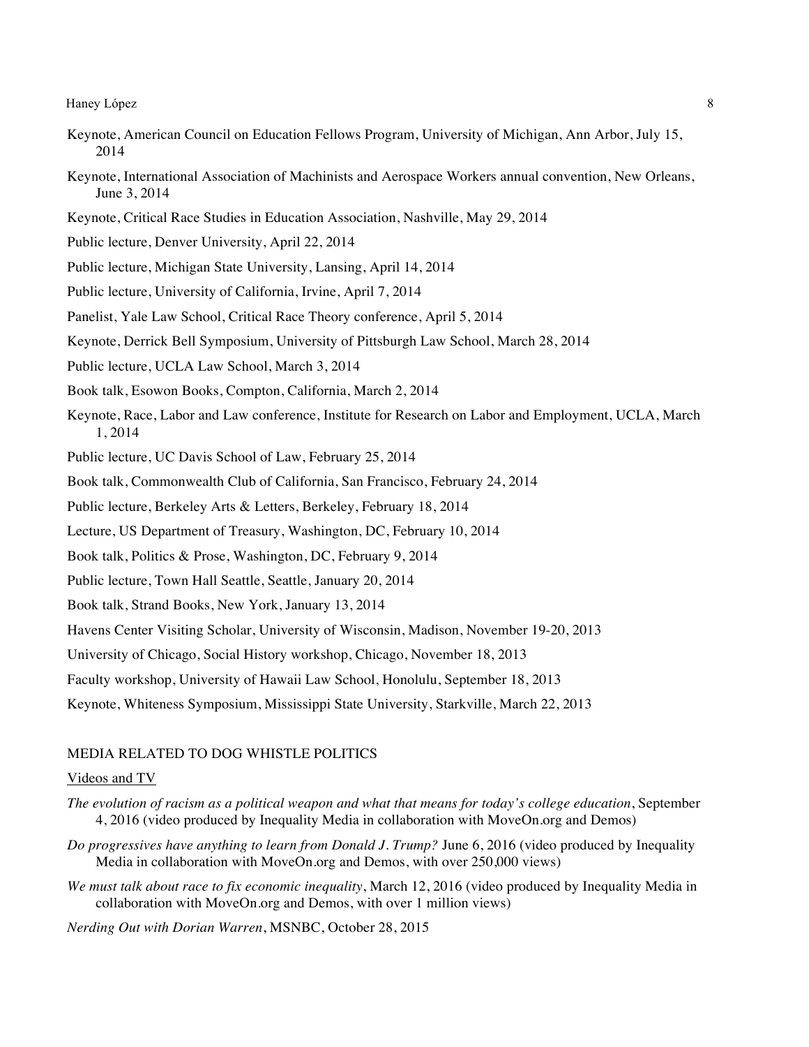Keynote, American Council on Education Fellows Program, University of Michigan, Ann Arbor, July 15, 2014

Keynote, International Association of Machinists and Aerospace Workers annual convention, New Orleans, June 3, 2014

Keynote, Critical Race Studies in Education Association, Nashville, May 29, 2014

Public lecture, Denver University, April 22, 2014

Public lecture, Michigan State University, Lansing, April 14, 2014

Public lecture, University of California, Irvine, April 7, 2014

Panelist, Yale Law School, Critical Race Theory conference, April 5, 2014

Keynote, Derrick Bell Symposium, University of Pittsburgh Law School, March 28, 2014

Public lecture, UCLA Law School, March 3, 2014

Book talk, Esowon Books, Compton, California, March 2, 2014

Keynote, Race, Labor and Law conference, Institute for Research on Labor and Employment, UCLA, March 1, 2014

Public lecture, UC Davis School of Law, February 25, 2014

Book talk, Commonwealth Club of California, San Francisco, February 24, 2014

Public lecture, Berkeley Arts & Letters, Berkeley, February 18, 2014

Lecture, US Department of Treasury, Washington, DC, February 10, 2014

Book talk, Politics & Prose, Washington, DC, February 9, 2014

Public lecture, Town Hall Seattle, Seattle, January 20, 2014

Book talk, Strand Books, New York, January 13, 2014

Havens Center Visiting Scholar, University of Wisconsin, Madison, November 19-20, 2013

University of Chicago, Social History workshop, Chicago, November 18, 2013

Faculty workshop, University of Hawaii Law School, Honolulu, September 18, 2013

Keynote, Whiteness Symposium, Mississippi State University, Starkville, March 22, 2013

## MEDIA RELATED TO DOG WHISTLE POLITICS

### Videos and TV

*The evolution of racism as a political weapon and what that means for today's college education*, September 4, 2016 (video produced by Inequality Media in collaboration with MoveOn.org and Demos)

*Do progressives have anything to learn from Donald J. Trump?* June 6, 2016 (video produced by Inequality Media in collaboration with MoveOn.org and Demos, with over 250,000 views)

*We must talk about race to fix economic inequality*, March 12, 2016 (video produced by Inequality Media in collaboration with MoveOn.org and Demos, with over 1 million views)

*Nerding Out with Dorian Warren*, MSNBC, October 28, 2015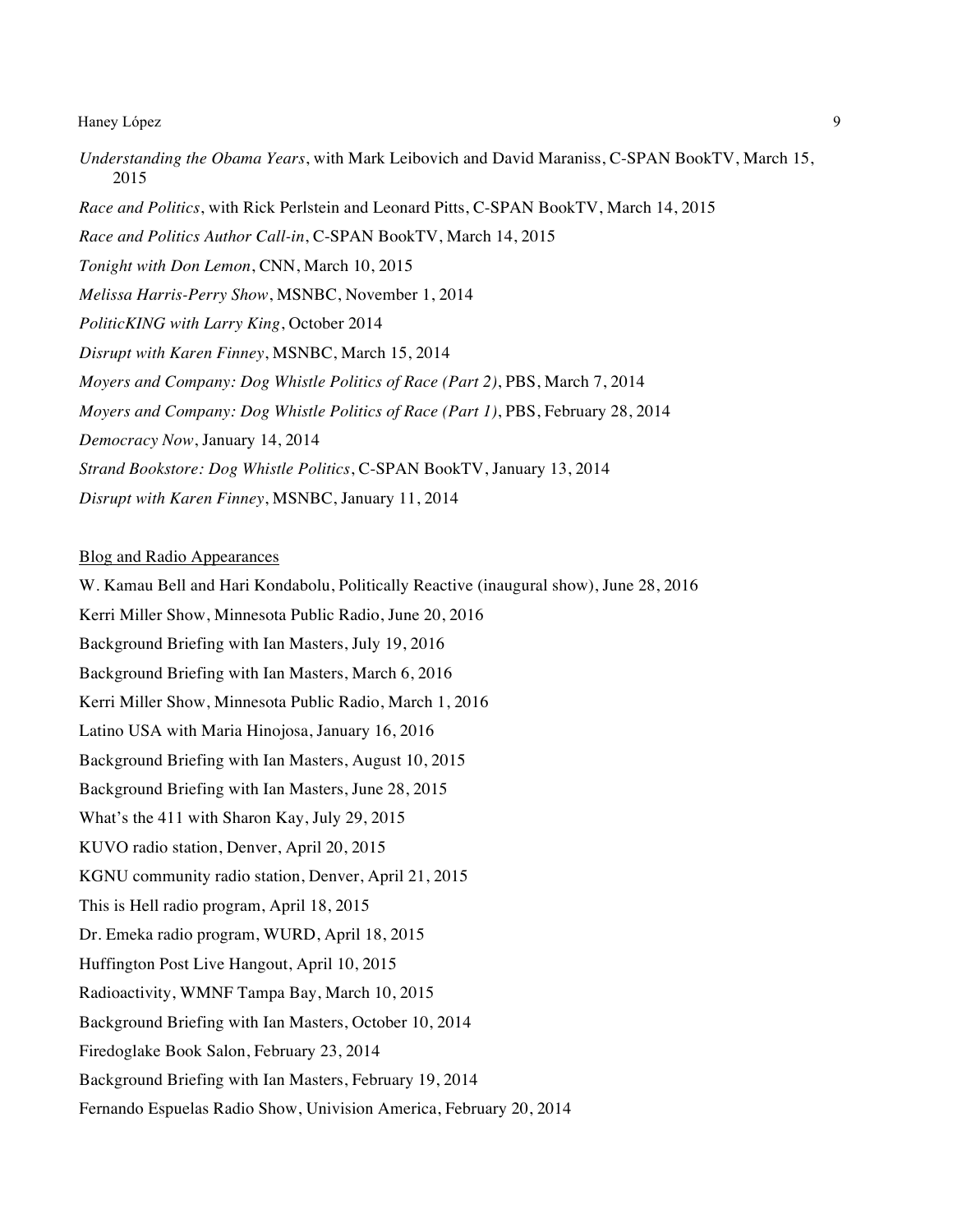*Understanding the Obama Years*, with Mark Leibovich and David Maraniss, C-SPAN BookTV, March 15, 2015

*Race and Politics*, with Rick Perlstein and Leonard Pitts, C-SPAN BookTV, March 14, 2015

*Race and Politics Author Call-in*, C-SPAN BookTV, March 14, 2015

*Tonight with Don Lemon*, CNN, March 10, 2015

*Melissa Harris-Perry Show*, MSNBC, November 1, 2014

*PoliticKING with Larry King*, October 2014

*Disrupt with Karen Finney*, MSNBC, March 15, 2014

*Moyers and Company: Dog Whistle Politics of Race (Part 2)*, PBS, March 7, 2014

*Moyers and Company: Dog Whistle Politics of Race (Part 1)*, PBS, February 28, 2014

*Democracy Now*, January 14, 2014

*Strand Bookstore: Dog Whistle Politics*, C-SPAN BookTV, January 13, 2014

*Disrupt with Karen Finney*, MSNBC, January 11, 2014

<u>Blog and Radio Appearances</u>

W. Kamau Bell and Hari Kondabolu, Politically Reactive (inaugural show), June 28, 2016

Kerri Miller Show, Minnesota Public Radio, June 20, 2016

Background Briefing with Ian Masters, July 19, 2016

Background Briefing with Ian Masters, March 6, 2016

Kerri Miller Show, Minnesota Public Radio, March 1, 2016

Latino USA with Maria Hinojosa, January 16, 2016

Background Briefing with Ian Masters, August 10, 2015

Background Briefing with Ian Masters, June 28, 2015

What's the 411 with Sharon Kay, July 29, 2015

KUVO radio station, Denver, April 20, 2015

KGNU community radio station, Denver, April 21, 2015

This is Hell radio program, April 18, 2015

Dr. Emeka radio program, WURD, April 18, 2015

Huffington Post Live Hangout, April 10, 2015

Radioactivity, WMNF Tampa Bay, March 10, 2015

Background Briefing with Ian Masters, October 10, 2014

Firedoglake Book Salon, February 23, 2014

Background Briefing with Ian Masters, February 19, 2014

Fernando Espuelas Radio Show, Univision America, February 20, 2014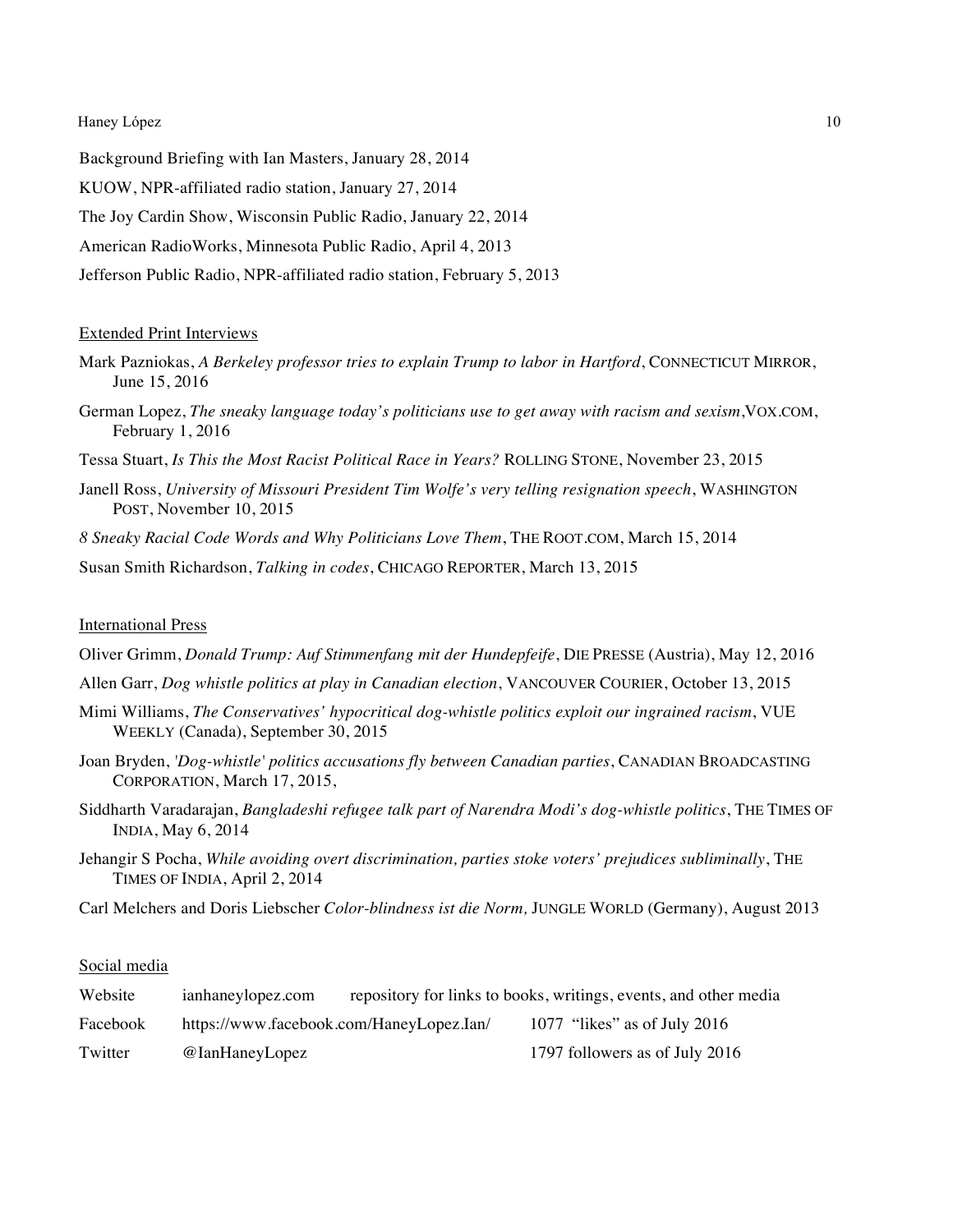Background Briefing with Ian Masters, January 28, 2014

KUOW, NPR-affiliated radio station, January 27, 2014

The Joy Cardin Show, Wisconsin Public Radio, January 22, 2014

American RadioWorks, Minnesota Public Radio, April 4, 2013

Jefferson Public Radio, NPR-affiliated radio station, February 5, 2013

### Extended Print Interviews

Mark Pazniokas, *A Berkeley professor tries to explain Trump to labor in Hartford*, CONNECTICUT MIRROR, June 15, 2016

German Lopez, *The sneaky language today's politicians use to get away with racism and sexism*,VOX.COM, February 1, 2016

Tessa Stuart, *Is This the Most Racist Political Race in Years?* ROLLING STONE, November 23, 2015

Janell Ross, *University of Missouri President Tim Wolfe's very telling resignation speech*, WASHINGTON POST, November 10, 2015

*8 Sneaky Racial Code Words and Why Politicians Love Them*, THE ROOT.COM, March 15, 2014

Susan Smith Richardson, *Talking in codes*, CHICAGO REPORTER, March 13, 2015

### International Press

Oliver Grimm, *Donald Trump: Auf Stimmenfang mit der Hundepfeife*, DIE PRESSE (Austria), May 12, 2016

Allen Garr, *Dog whistle politics at play in Canadian election*, VANCOUVER COURIER, October 13, 2015

Mimi Williams, *The Conservatives' hypocritical dog-whistle politics exploit our ingrained racism*, VUE WEEKLY (Canada), September 30, 2015

Joan Bryden, *'Dog-whistle' politics accusations fly between Canadian parties*, CANADIAN BROADCASTING CORPORATION, March 17, 2015,

Siddharth Varadarajan, *Bangladeshi refugee talk part of Narendra Modi's dog-whistle politics*, THE TIMES OF INDIA, May 6, 2014

Jehangir S Pocha, *While avoiding overt discrimination, parties stoke voters' prejudices subliminally*, THE TIMES OF INDIA, April 2, 2014

Carl Melchers and Doris Liebscher *Color-blindness ist die Norm,* JUNGLE WORLD (Germany), August 2013

### Social media

| | | |
|---|---|---|
| Website | ianhaneylopez.com | repository for links to books, writings, events, and other media |
| Facebook | https://www.facebook.com/HaneyLopez.Ian/ | 1077 "likes" as of July 2016 |
| Twitter | @IanHaneyLopez | 1797 followers as of July 2016 |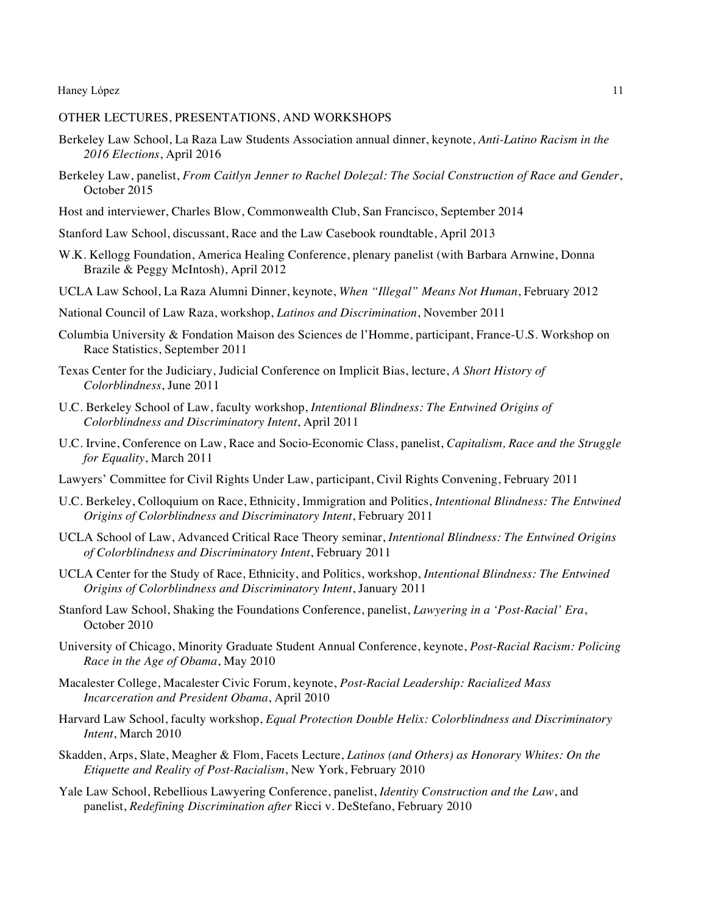## OTHER LECTURES, PRESENTATIONS, AND WORKSHOPS

Berkeley Law School, La Raza Law Students Association annual dinner, keynote, *Anti-Latino Racism in the 2016 Elections*, April 2016

Berkeley Law, panelist, *From Caitlyn Jenner to Rachel Dolezal: The Social Construction of Race and Gender*, October 2015

Host and interviewer, Charles Blow, Commonwealth Club, San Francisco, September 2014

Stanford Law School, discussant, Race and the Law Casebook roundtable, April 2013

W.K. Kellogg Foundation, America Healing Conference, plenary panelist (with Barbara Arnwine, Donna Brazile & Peggy McIntosh), April 2012

UCLA Law School, La Raza Alumni Dinner, keynote, *When "Illegal" Means Not Human*, February 2012

National Council of Law Raza, workshop, *Latinos and Discrimination*, November 2011

Columbia University & Fondation Maison des Sciences de l'Homme, participant, France-U.S. Workshop on Race Statistics, September 2011

Texas Center for the Judiciary, Judicial Conference on Implicit Bias, lecture, *A Short History of Colorblindness*, June 2011

U.C. Berkeley School of Law, faculty workshop, *Intentional Blindness: The Entwined Origins of Colorblindness and Discriminatory Intent*, April 2011

U.C. Irvine, Conference on Law, Race and Socio-Economic Class, panelist, *Capitalism, Race and the Struggle for Equality*, March 2011

Lawyers' Committee for Civil Rights Under Law, participant, Civil Rights Convening, February 2011

U.C. Berkeley, Colloquium on Race, Ethnicity, Immigration and Politics, *Intentional Blindness: The Entwined Origins of Colorblindness and Discriminatory Intent*, February 2011

UCLA School of Law, Advanced Critical Race Theory seminar, *Intentional Blindness: The Entwined Origins of Colorblindness and Discriminatory Intent*, February 2011

UCLA Center for the Study of Race, Ethnicity, and Politics, workshop, *Intentional Blindness: The Entwined Origins of Colorblindness and Discriminatory Intent*, January 2011

Stanford Law School, Shaking the Foundations Conference, panelist, *Lawyering in a 'Post-Racial' Era*, October 2010

University of Chicago, Minority Graduate Student Annual Conference, keynote, *Post-Racial Racism: Policing Race in the Age of Obama*, May 2010

Macalester College, Macalester Civic Forum, keynote, *Post-Racial Leadership: Racialized Mass Incarceration and President Obama*, April 2010

Harvard Law School, faculty workshop, *Equal Protection Double Helix: Colorblindness and Discriminatory Intent*, March 2010

Skadden, Arps, Slate, Meagher & Flom, Facets Lecture, *Latinos (and Others) as Honorary Whites: On the Etiquette and Reality of Post-Racialism*, New York, February 2010

Yale Law School, Rebellious Lawyering Conference, panelist, *Identity Construction and the Law*, and panelist, *Redefining Discrimination after* Ricci v. DeStefano, February 2010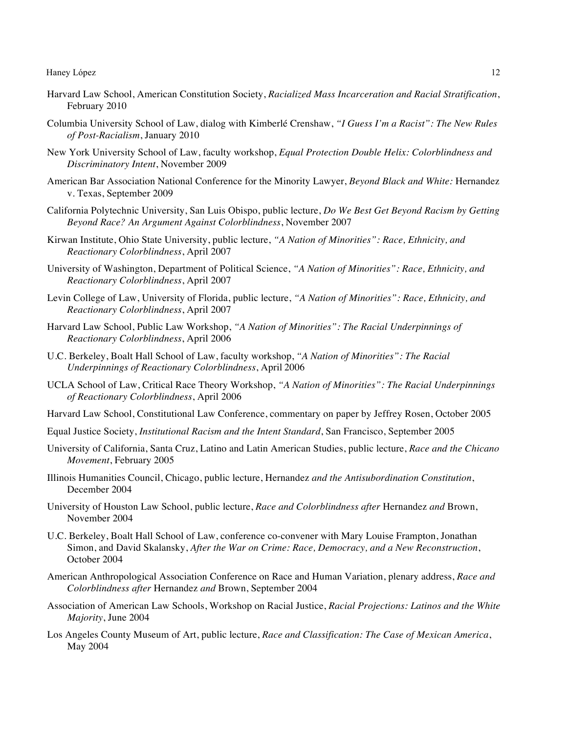Harvard Law School, American Constitution Society, *Racialized Mass Incarceration and Racial Stratification*, February 2010

Columbia University School of Law, dialog with Kimberlé Crenshaw, *"I Guess I'm a Racist": The New Rules of Post-Racialism*, January 2010

New York University School of Law, faculty workshop, *Equal Protection Double Helix: Colorblindness and Discriminatory Intent*, November 2009

American Bar Association National Conference for the Minority Lawyer, *Beyond Black and White:* Hernandez v. Texas, September 2009

California Polytechnic University, San Luis Obispo, public lecture, *Do We Best Get Beyond Racism by Getting Beyond Race? An Argument Against Colorblindness*, November 2007

Kirwan Institute, Ohio State University, public lecture, *"A Nation of Minorities": Race, Ethnicity, and Reactionary Colorblindness*, April 2007

University of Washington, Department of Political Science, *"A Nation of Minorities": Race, Ethnicity, and Reactionary Colorblindness*, April 2007

Levin College of Law, University of Florida, public lecture, *"A Nation of Minorities": Race, Ethnicity, and Reactionary Colorblindness*, April 2007

Harvard Law School, Public Law Workshop, *"A Nation of Minorities": The Racial Underpinnings of Reactionary Colorblindness*, April 2006

U.C. Berkeley, Boalt Hall School of Law, faculty workshop, *"A Nation of Minorities": The Racial Underpinnings of Reactionary Colorblindness*, April 2006

UCLA School of Law, Critical Race Theory Workshop, *"A Nation of Minorities": The Racial Underpinnings of Reactionary Colorblindness*, April 2006

Harvard Law School, Constitutional Law Conference, commentary on paper by Jeffrey Rosen, October 2005

Equal Justice Society, *Institutional Racism and the Intent Standard*, San Francisco, September 2005

University of California, Santa Cruz, Latino and Latin American Studies, public lecture, *Race and the Chicano Movement*, February 2005

Illinois Humanities Council, Chicago, public lecture, Hernandez *and the Antisubordination Constitution*, December 2004

University of Houston Law School, public lecture, *Race and Colorblindness after* Hernandez *and* Brown, November 2004

U.C. Berkeley, Boalt Hall School of Law, conference co-convener with Mary Louise Frampton, Jonathan Simon, and David Skalansky, *After the War on Crime: Race, Democracy, and a New Reconstruction*, October 2004

American Anthropological Association Conference on Race and Human Variation, plenary address, *Race and Colorblindness after* Hernandez *and* Brown, September 2004

Association of American Law Schools, Workshop on Racial Justice, *Racial Projections: Latinos and the White Majority*, June 2004

Los Angeles County Museum of Art, public lecture, *Race and Classification: The Case of Mexican America*, May 2004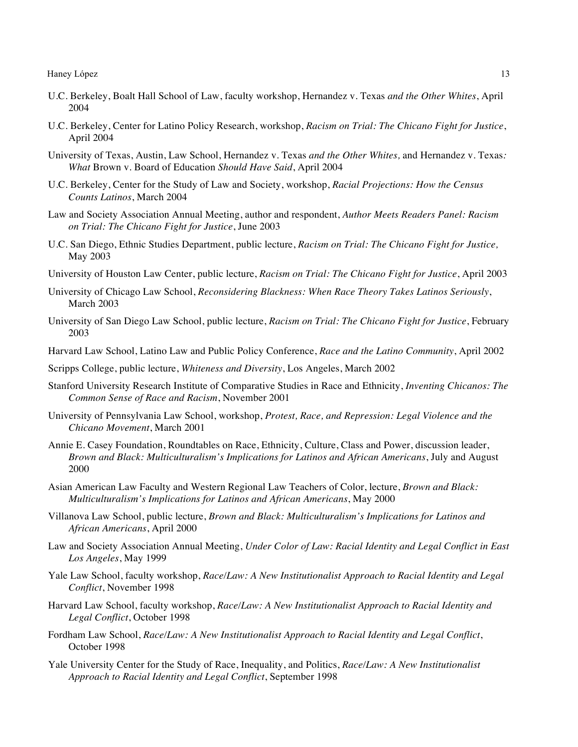U.C. Berkeley, Boalt Hall School of Law, faculty workshop, Hernandez v. Texas *and the Other Whites*, April 2004

U.C. Berkeley, Center for Latino Policy Research, workshop, *Racism on Trial: The Chicano Fight for Justice*, April 2004

University of Texas, Austin, Law School, Hernandez v. Texas *and the Other Whites,* and Hernandez v. Texas*: What* Brown v. Board of Education *Should Have Said*, April 2004

U.C. Berkeley, Center for the Study of Law and Society, workshop, *Racial Projections: How the Census Counts Latinos*, March 2004

Law and Society Association Annual Meeting, author and respondent, *Author Meets Readers Panel: Racism on Trial: The Chicano Fight for Justice*, June 2003

U.C. San Diego, Ethnic Studies Department, public lecture, *Racism on Trial: The Chicano Fight for Justice,* May 2003

University of Houston Law Center, public lecture, *Racism on Trial: The Chicano Fight for Justice*, April 2003

University of Chicago Law School, *Reconsidering Blackness: When Race Theory Takes Latinos Seriously*, March 2003

University of San Diego Law School, public lecture, *Racism on Trial: The Chicano Fight for Justice*, February 2003

Harvard Law School, Latino Law and Public Policy Conference, *Race and the Latino Community*, April 2002

Scripps College, public lecture, *Whiteness and Diversity*, Los Angeles, March 2002

Stanford University Research Institute of Comparative Studies in Race and Ethnicity, *Inventing Chicanos: The Common Sense of Race and Racism*, November 2001

University of Pennsylvania Law School, workshop, *Protest, Race, and Repression: Legal Violence and the Chicano Movement*, March 2001

Annie E. Casey Foundation, Roundtables on Race, Ethnicity, Culture, Class and Power, discussion leader, *Brown and Black: Multiculturalism's Implications for Latinos and African Americans*, July and August 2000

Asian American Law Faculty and Western Regional Law Teachers of Color, lecture, *Brown and Black: Multiculturalism's Implications for Latinos and African Americans*, May 2000

Villanova Law School, public lecture, *Brown and Black: Multiculturalism's Implications for Latinos and African Americans*, April 2000

Law and Society Association Annual Meeting, *Under Color of Law: Racial Identity and Legal Conflict in East Los Angeles*, May 1999

Yale Law School, faculty workshop, *Race/Law: A New Institutionalist Approach to Racial Identity and Legal Conflict*, November 1998

Harvard Law School, faculty workshop, *Race/Law: A New Institutionalist Approach to Racial Identity and Legal Conflict*, October 1998

Fordham Law School, *Race/Law: A New Institutionalist Approach to Racial Identity and Legal Conflict*, October 1998

Yale University Center for the Study of Race, Inequality, and Politics, *Race/Law: A New Institutionalist Approach to Racial Identity and Legal Conflict*, September 1998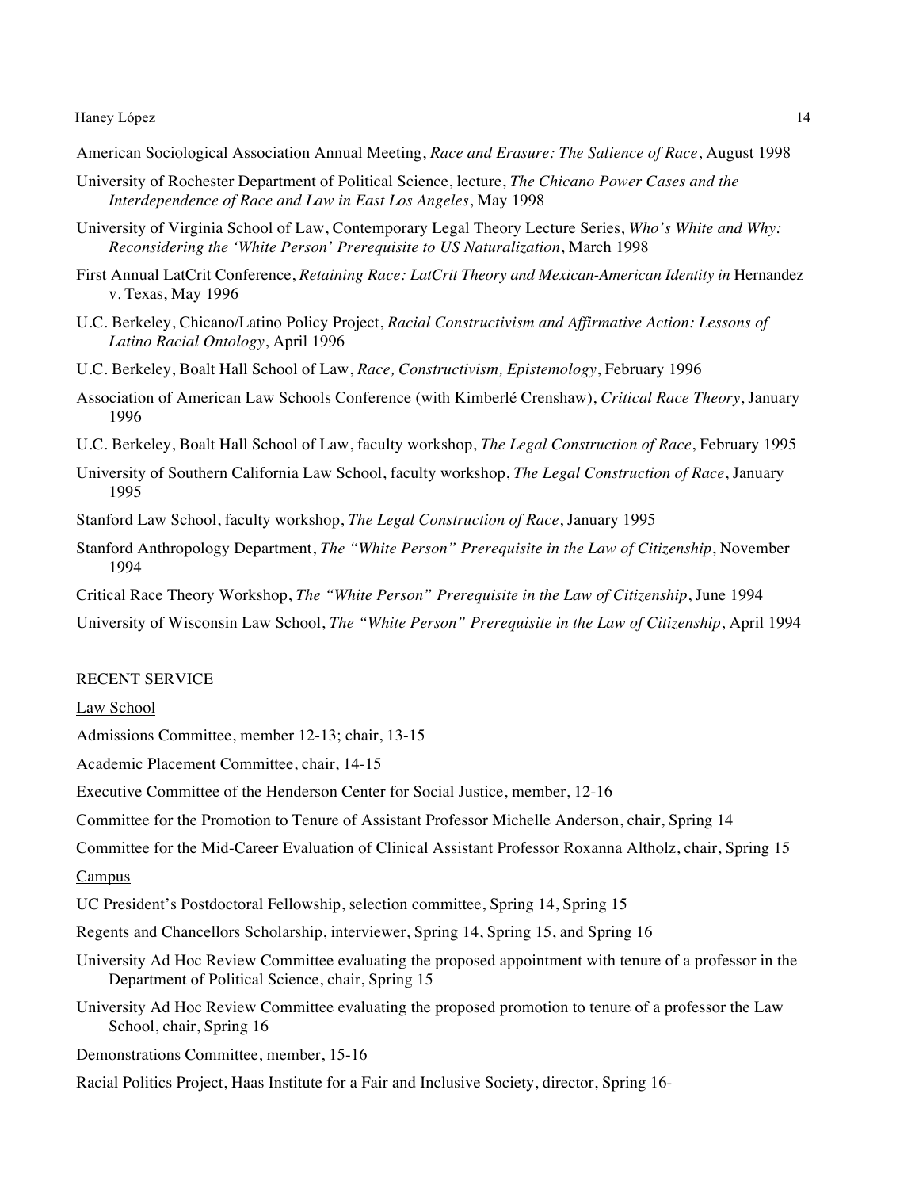American Sociological Association Annual Meeting, *Race and Erasure: The Salience of Race*, August 1998

University of Rochester Department of Political Science, lecture, *The Chicano Power Cases and the Interdependence of Race and Law in East Los Angeles*, May 1998

University of Virginia School of Law, Contemporary Legal Theory Lecture Series, *Who's White and Why: Reconsidering the 'White Person' Prerequisite to US Naturalization*, March 1998

First Annual LatCrit Conference, *Retaining Race: LatCrit Theory and Mexican-American Identity in* Hernandez v. Texas, May 1996

U.C. Berkeley, Chicano/Latino Policy Project, *Racial Constructivism and Affirmative Action: Lessons of Latino Racial Ontology*, April 1996

U.C. Berkeley, Boalt Hall School of Law, *Race, Constructivism, Epistemology*, February 1996

Association of American Law Schools Conference (with Kimberlé Crenshaw), *Critical Race Theory*, January 1996

U.C. Berkeley, Boalt Hall School of Law, faculty workshop, *The Legal Construction of Race*, February 1995

University of Southern California Law School, faculty workshop, *The Legal Construction of Race*, January 1995

Stanford Law School, faculty workshop, *The Legal Construction of Race*, January 1995

Stanford Anthropology Department, *The "White Person" Prerequisite in the Law of Citizenship*, November 1994

Critical Race Theory Workshop, *The "White Person" Prerequisite in the Law of Citizenship*, June 1994

University of Wisconsin Law School, *The "White Person" Prerequisite in the Law of Citizenship*, April 1994

## RECENT SERVICE

### Law School

Admissions Committee, member 12-13; chair, 13-15

Academic Placement Committee, chair, 14-15

Executive Committee of the Henderson Center for Social Justice, member, 12-16

Committee for the Promotion to Tenure of Assistant Professor Michelle Anderson, chair, Spring 14

Committee for the Mid-Career Evaluation of Clinical Assistant Professor Roxanna Altholz, chair, Spring 15

### Campus

UC President's Postdoctoral Fellowship, selection committee, Spring 14, Spring 15

Regents and Chancellors Scholarship, interviewer, Spring 14, Spring 15, and Spring 16

University Ad Hoc Review Committee evaluating the proposed appointment with tenure of a professor in the Department of Political Science, chair, Spring 15

University Ad Hoc Review Committee evaluating the proposed promotion to tenure of a professor the Law School, chair, Spring 16

Demonstrations Committee, member, 15-16

Racial Politics Project, Haas Institute for a Fair and Inclusive Society, director, Spring 16-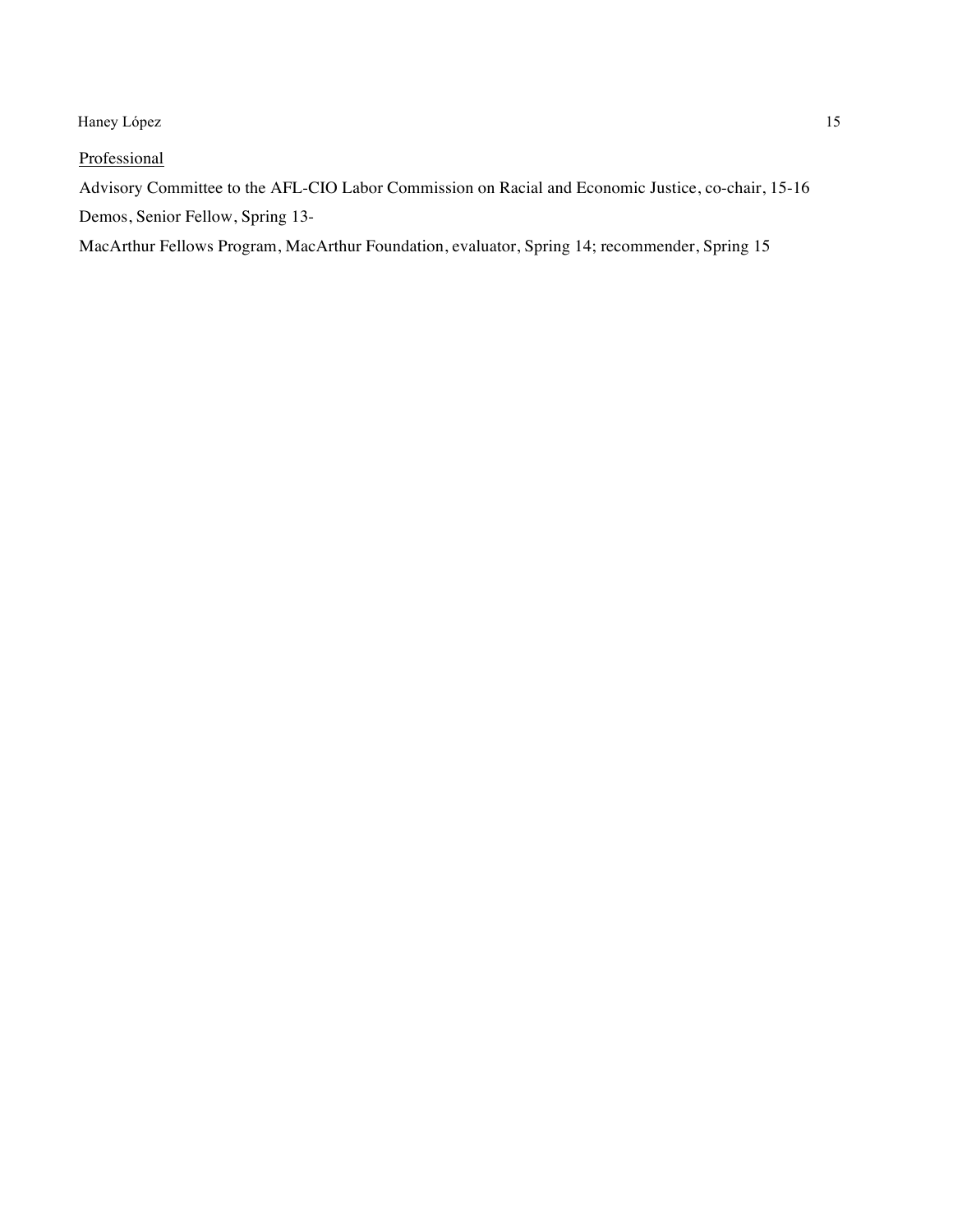Professional

Advisory Committee to the AFL-CIO Labor Commission on Racial and Economic Justice, co-chair, 15-16

Demos, Senior Fellow, Spring 13-

MacArthur Fellows Program, MacArthur Foundation, evaluator, Spring 14; recommender, Spring 15